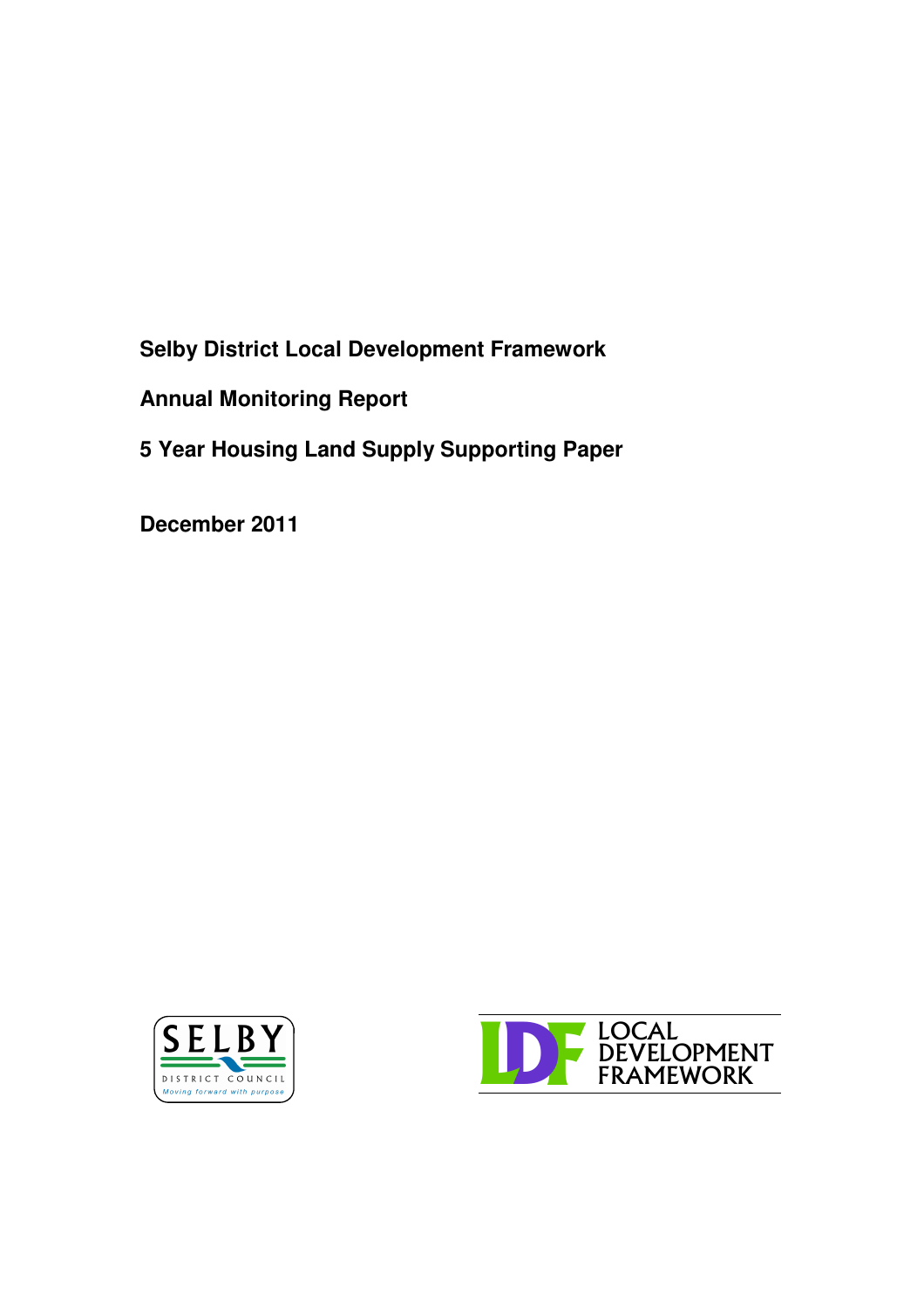# Selby District Local Development Framework

## Annual Monitoring Report

## 5 Year Housing Land Supply Supporting Paper

**December 2011**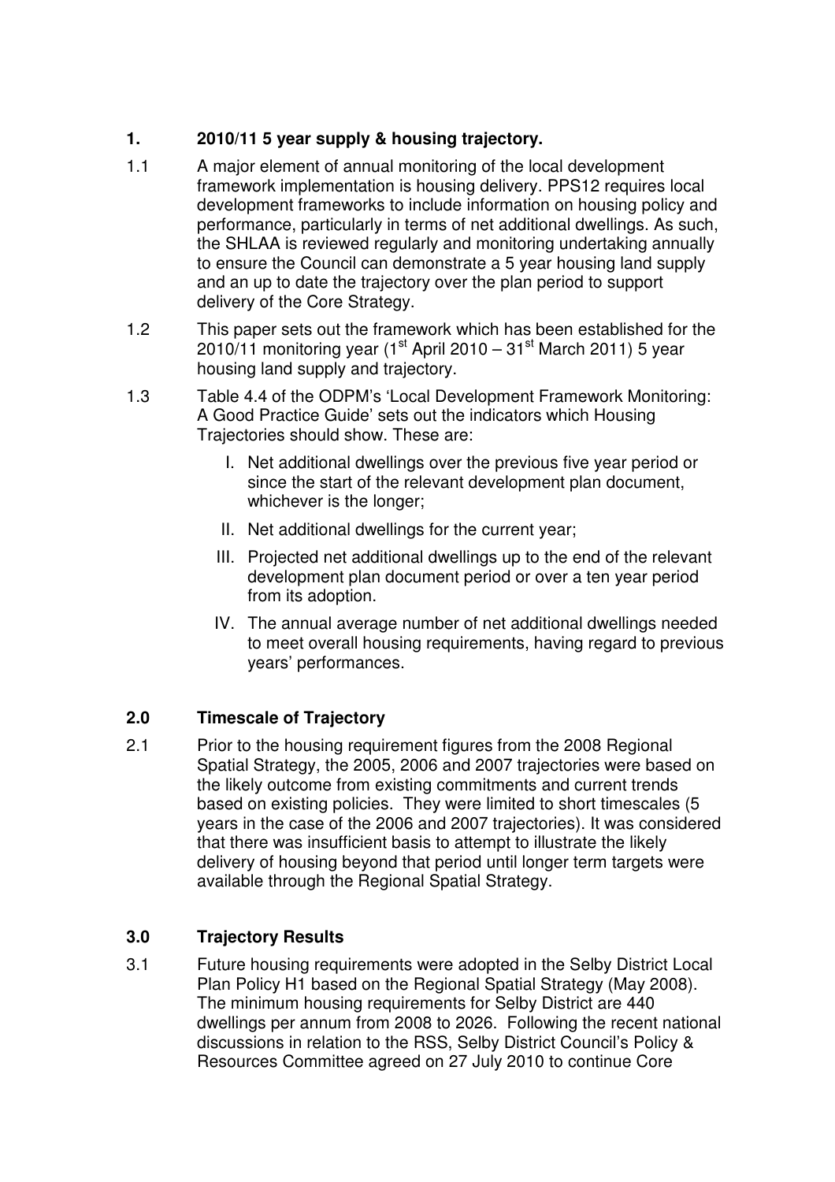## 1. 2010/11 5 year supply & housing trajectory.

1.1 A major element of annual monitoring of the local development framework implementation is housing delivery. PPS12 requires local development frameworks to include information on housing policy and performance, particularly in terms of net additional dwellings. As such, the SHLAA is reviewed regularly and monitoring undertaking annually to ensure the Council can demonstrate a 5 year housing land supply and an up to date the trajectory over the plan period to support delivery of the Core Strategy.

1.2 This paper sets out the framework which has been established for the 2010/11 monitoring year (1st April 2010 – 31st March 2011) 5 year housing land supply and trajectory.

1.3 Table 4.4 of the ODPM's 'Local Development Framework Monitoring: A Good Practice Guide' sets out the indicators which Housing Trajectories should show. These are:

I. Net additional dwellings over the previous five year period or since the start of the relevant development plan document, whichever is the longer;

II. Net additional dwellings for the current year;

III. Projected net additional dwellings up to the end of the relevant development plan document period or over a ten year period from its adoption.

IV. The annual average number of net additional dwellings needed to meet overall housing requirements, having regard to previous years' performances.

## 2.0 Timescale of Trajectory

2.1 Prior to the housing requirement figures from the 2008 Regional Spatial Strategy, the 2005, 2006 and 2007 trajectories were based on the likely outcome from existing commitments and current trends based on existing policies. They were limited to short timescales (5 years in the case of the 2006 and 2007 trajectories). It was considered that there was insufficient basis to attempt to illustrate the likely delivery of housing beyond that period until longer term targets were available through the Regional Spatial Strategy.

## 3.0 Trajectory Results

3.1 Future housing requirements were adopted in the Selby District Local Plan Policy H1 based on the Regional Spatial Strategy (May 2008). The minimum housing requirements for Selby District are 440 dwellings per annum from 2008 to 2026. Following the recent national discussions in relation to the RSS, Selby District Council's Policy & Resources Committee agreed on 27 July 2010 to continue Core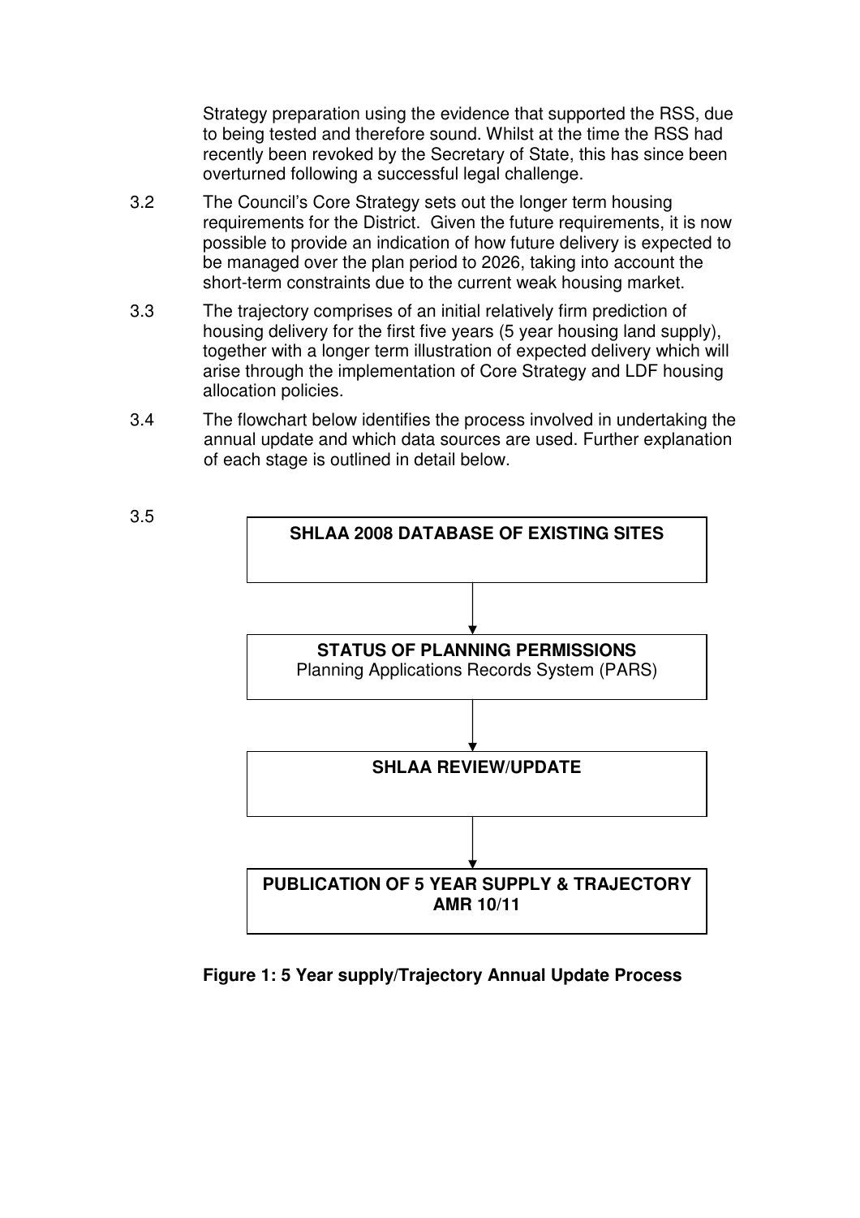Strategy preparation using the evidence that supported the RSS, due to being tested and therefore sound. Whilst at the time the RSS had recently been revoked by the Secretary of State, this has since been overturned following a successful legal challenge.

3.2 The Council's Core Strategy sets out the longer term housing requirements for the District. Given the future requirements, it is now possible to provide an indication of how future delivery is expected to be managed over the plan period to 2026, taking into account the short-term constraints due to the current weak housing market.

3.3 The trajectory comprises of an initial relatively firm prediction of housing delivery for the first five years (5 year housing land supply), together with a longer term illustration of expected delivery which will arise through the implementation of Core Strategy and LDF housing allocation policies.

3.4 The flowchart below identifies the process involved in undertaking the annual update and which data sources are used. Further explanation of each stage is outlined in detail below.

3.5

**SHLAA 2008 DATABASE OF EXISTING SITES**

↓

**STATUS OF PLANNING PERMISSIONS**
Planning Applications Records System (PARS)

↓

**SHLAA REVIEW/UPDATE**

↓

**PUBLICATION OF 5 YEAR SUPPLY & TRAJECTORY AMR 10/11**

**Figure 1: 5 Year supply/Trajectory Annual Update Process**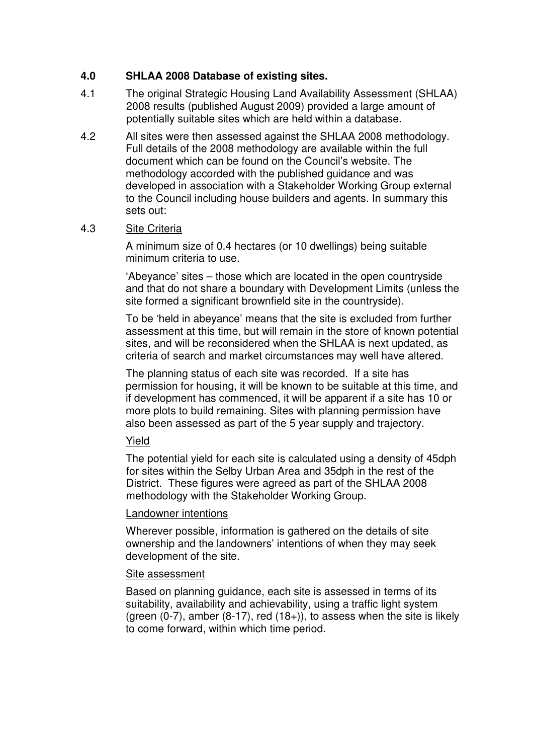## 4.0 SHLAA 2008 Database of existing sites.

4.1 The original Strategic Housing Land Availability Assessment (SHLAA) 2008 results (published August 2009) provided a large amount of potentially suitable sites which are held within a database.

4.2 All sites were then assessed against the SHLAA 2008 methodology. Full details of the 2008 methodology are available within the full document which can be found on the Council's website. The methodology accorded with the published guidance and was developed in association with a Stakeholder Working Group external to the Council including house builders and agents. In summary this sets out:

4.3 Site Criteria

A minimum size of 0.4 hectares (or 10 dwellings) being suitable minimum criteria to use.

'Abeyance' sites – those which are located in the open countryside and that do not share a boundary with Development Limits (unless the site formed a significant brownfield site in the countryside).

To be 'held in abeyance' means that the site is excluded from further assessment at this time, but will remain in the store of known potential sites, and will be reconsidered when the SHLAA is next updated, as criteria of search and market circumstances may well have altered.

The planning status of each site was recorded. If a site has permission for housing, it will be known to be suitable at this time, and if development has commenced, it will be apparent if a site has 10 or more plots to build remaining. Sites with planning permission have also been assessed as part of the 5 year supply and trajectory.

Yield

The potential yield for each site is calculated using a density of 45dph for sites within the Selby Urban Area and 35dph in the rest of the District. These figures were agreed as part of the SHLAA 2008 methodology with the Stakeholder Working Group.

Landowner intentions

Wherever possible, information is gathered on the details of site ownership and the landowners' intentions of when they may seek development of the site.

Site assessment

Based on planning guidance, each site is assessed in terms of its suitability, availability and achievability, using a traffic light system (green (0-7), amber (8-17), red (18+)), to assess when the site is likely to come forward, within which time period.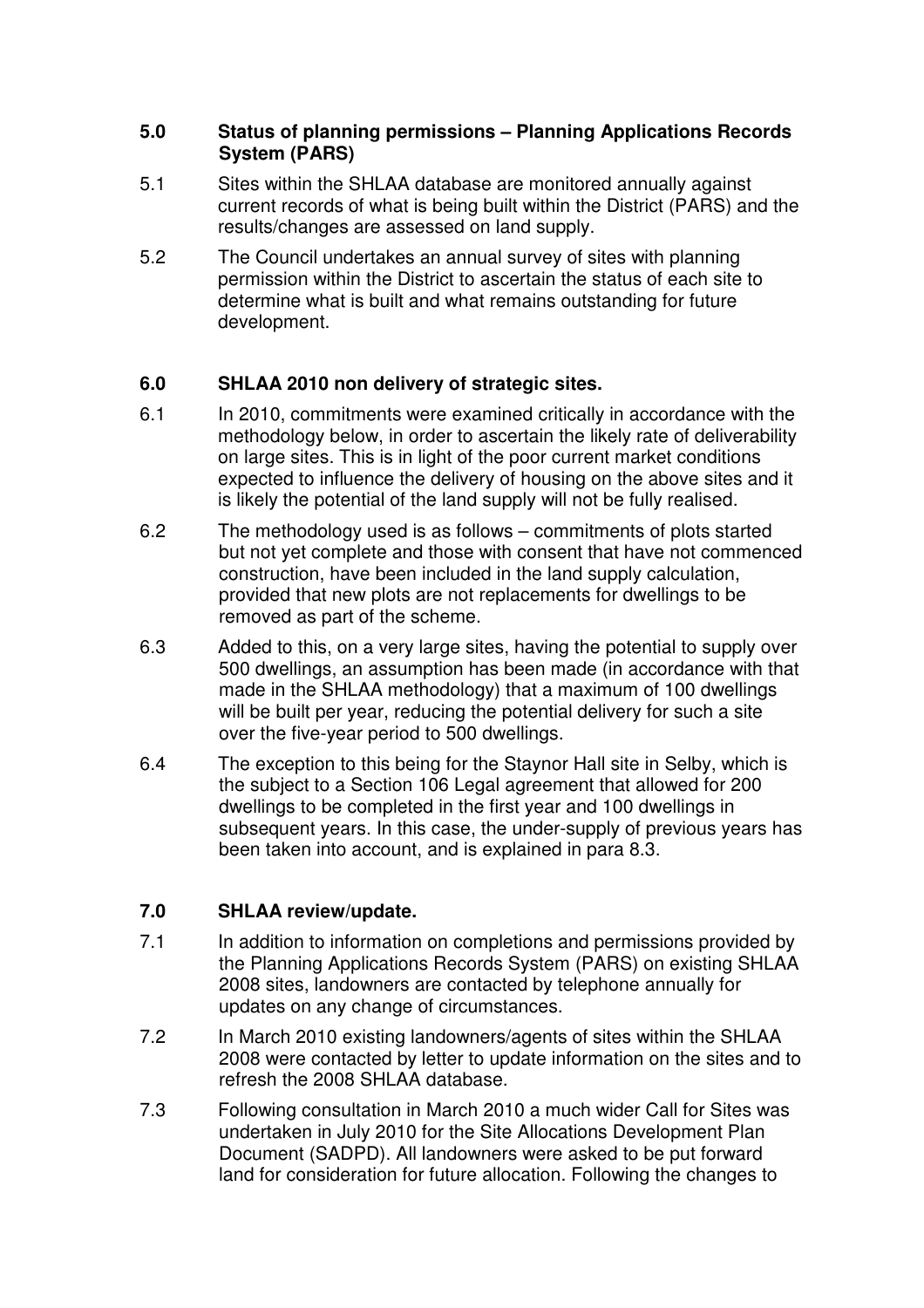## 5.0 Status of planning permissions – Planning Applications Records System (PARS)

5.1 Sites within the SHLAA database are monitored annually against current records of what is being built within the District (PARS) and the results/changes are assessed on land supply.

5.2 The Council undertakes an annual survey of sites with planning permission within the District to ascertain the status of each site to determine what is built and what remains outstanding for future development.

## 6.0 SHLAA 2010 non delivery of strategic sites.

6.1 In 2010, commitments were examined critically in accordance with the methodology below, in order to ascertain the likely rate of deliverability on large sites. This is in light of the poor current market conditions expected to influence the delivery of housing on the above sites and it is likely the potential of the land supply will not be fully realised.

6.2 The methodology used is as follows – commitments of plots started but not yet complete and those with consent that have not commenced construction, have been included in the land supply calculation, provided that new plots are not replacements for dwellings to be removed as part of the scheme.

6.3 Added to this, on a very large sites, having the potential to supply over 500 dwellings, an assumption has been made (in accordance with that made in the SHLAA methodology) that a maximum of 100 dwellings will be built per year, reducing the potential delivery for such a site over the five-year period to 500 dwellings.

6.4 The exception to this being for the Staynor Hall site in Selby, which is the subject to a Section 106 Legal agreement that allowed for 200 dwellings to be completed in the first year and 100 dwellings in subsequent years. In this case, the under-supply of previous years has been taken into account, and is explained in para 8.3.

## 7.0 SHLAA review/update.

7.1 In addition to information on completions and permissions provided by the Planning Applications Records System (PARS) on existing SHLAA 2008 sites, landowners are contacted by telephone annually for updates on any change of circumstances.

7.2 In March 2010 existing landowners/agents of sites within the SHLAA 2008 were contacted by letter to update information on the sites and to refresh the 2008 SHLAA database.

7.3 Following consultation in March 2010 a much wider Call for Sites was undertaken in July 2010 for the Site Allocations Development Plan Document (SADPD). All landowners were asked to be put forward land for consideration for future allocation. Following the changes to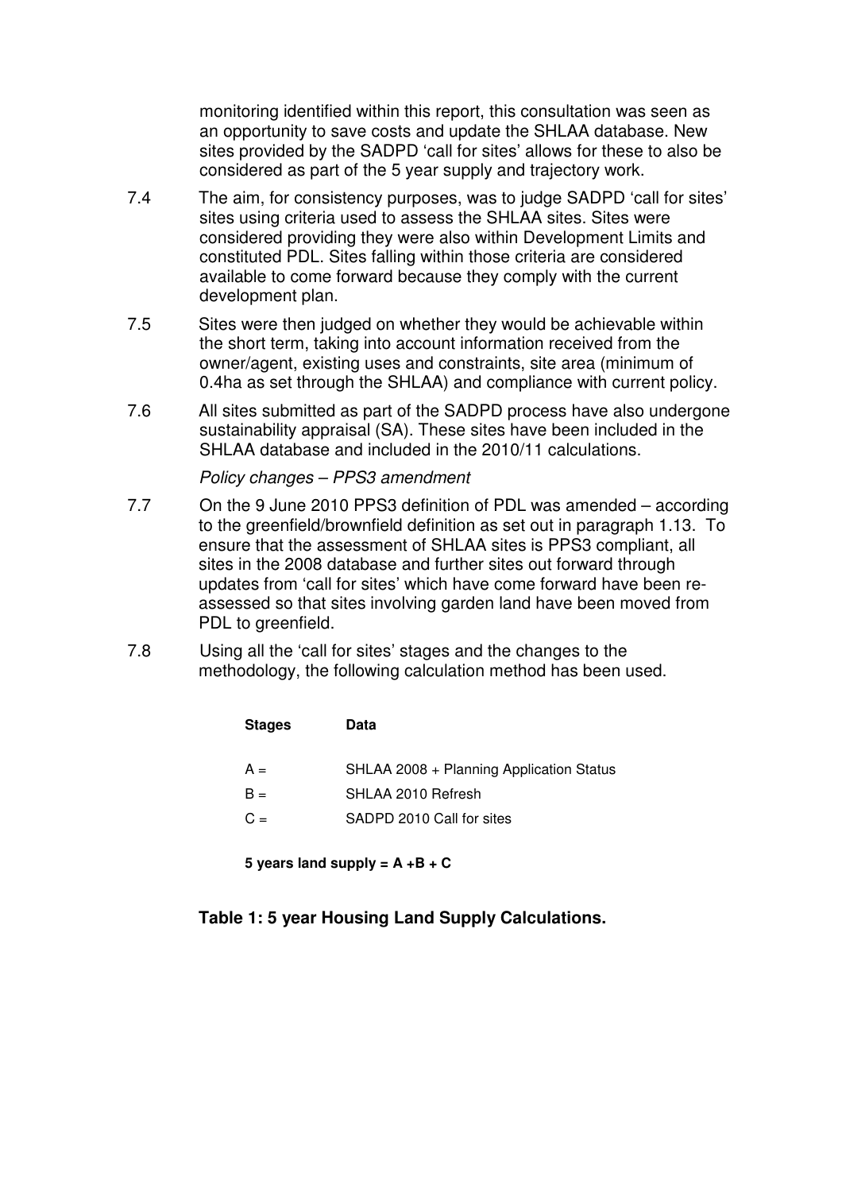monitoring identified within this report, this consultation was seen as an opportunity to save costs and update the SHLAA database. New sites provided by the SADPD 'call for sites' allows for these to also be considered as part of the 5 year supply and trajectory work.

7.4 The aim, for consistency purposes, was to judge SADPD 'call for sites' sites using criteria used to assess the SHLAA sites. Sites were considered providing they were also within Development Limits and constituted PDL. Sites falling within those criteria are considered available to come forward because they comply with the current development plan.

7.5 Sites were then judged on whether they would be achievable within the short term, taking into account information received from the owner/agent, existing uses and constraints, site area (minimum of 0.4ha as set through the SHLAA) and compliance with current policy.

7.6 All sites submitted as part of the SADPD process have also undergone sustainability appraisal (SA). These sites have been included in the SHLAA database and included in the 2010/11 calculations.

*Policy changes – PPS3 amendment*

7.7 On the 9 June 2010 PPS3 definition of PDL was amended – according to the greenfield/brownfield definition as set out in paragraph 1.13. To ensure that the assessment of SHLAA sites is PPS3 compliant, all sites in the 2008 database and further sites out forward through updates from 'call for sites' which have come forward have been re-assessed so that sites involving garden land have been moved from PDL to greenfield.

7.8 Using all the 'call for sites' stages and the changes to the methodology, the following calculation method has been used.

| **Stages** | **Data** |
|---|---|
| A = | SHLAA 2008 + Planning Application Status |
| B = | SHLAA 2010 Refresh |
| C = | SADPD 2010 Call for sites |

**5 years land supply = A +B + C**

**Table 1: 5 year Housing Land Supply Calculations.**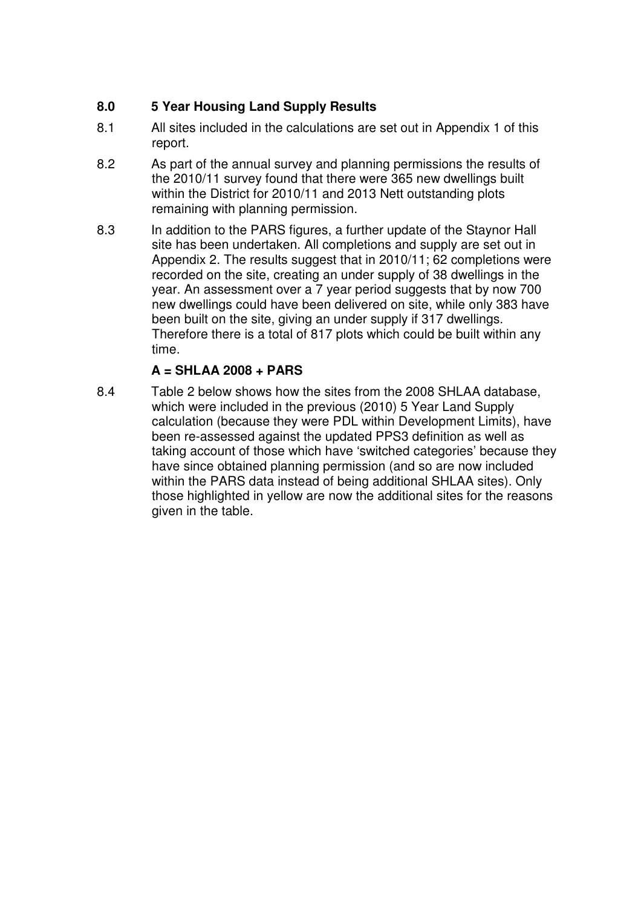## 8.0 5 Year Housing Land Supply Results

8.1 All sites included in the calculations are set out in Appendix 1 of this report.

8.2 As part of the annual survey and planning permissions the results of the 2010/11 survey found that there were 365 new dwellings built within the District for 2010/11 and 2013 Nett outstanding plots remaining with planning permission.

8.3 In addition to the PARS figures, a further update of the Staynor Hall site has been undertaken. All completions and supply are set out in Appendix 2. The results suggest that in 2010/11; 62 completions were recorded on the site, creating an under supply of 38 dwellings in the year. An assessment over a 7 year period suggests that by now 700 new dwellings could have been delivered on site, while only 383 have been built on the site, giving an under supply if 317 dwellings. Therefore there is a total of 817 plots which could be built within any time.

**A = SHLAA 2008 + PARS**

8.4 Table 2 below shows how the sites from the 2008 SHLAA database, which were included in the previous (2010) 5 Year Land Supply calculation (because they were PDL within Development Limits), have been re-assessed against the updated PPS3 definition as well as taking account of those which have 'switched categories' because they have since obtained planning permission (and so are now included within the PARS data instead of being additional SHLAA sites). Only those highlighted in yellow are now the additional sites for the reasons given in the table.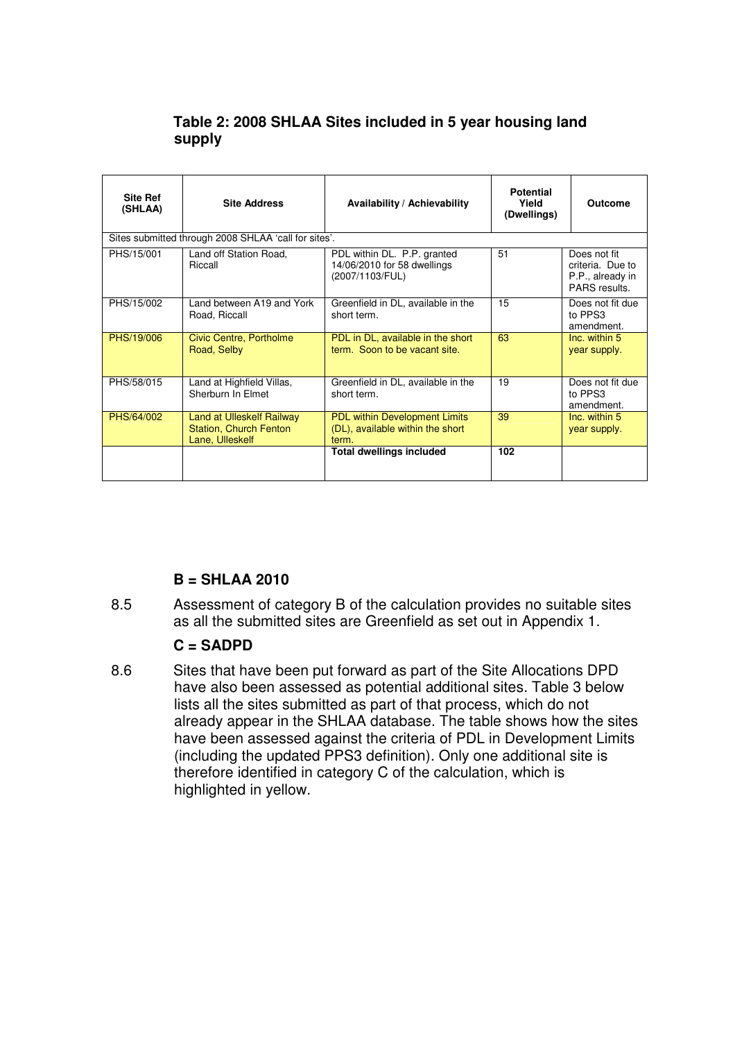**Table 2: 2008 SHLAA Sites included in 5 year housing land supply**

| Site Ref (SHLAA) | Site Address | Availability / Achievability | Potential Yield (Dwellings) | Outcome |
|---|---|---|---|---|
| Sites submitted through 2008 SHLAA 'call for sites'. | | | | |
| PHS/15/001 | Land off Station Road, Riccall | PDL within DL. P.P. granted 14/06/2010 for 58 dwellings (2007/1103/FUL) | 51 | Does not fit criteria. Due to P.P., already in PARS results. |
| PHS/15/002 | Land between A19 and York Road, Riccall | Greenfield in DL, available in the short term. | 15 | Does not fit due to PPS3 amendment. |
| PHS/19/006 | Civic Centre, Portholme Road, Selby | PDL in DL, available in the short term. Soon to be vacant site. | 63 | Inc. within 5 year supply. |
| PHS/58/015 | Land at Highfield Villas, Sherburn In Elmet | Greenfield in DL, available in the short term. | 19 | Does not fit due to PPS3 amendment. |
| PHS/64/002 | Land at Ulleskelf Railway Station, Church Fenton Lane, Ulleskelf | PDL within Development Limits (DL), available within the short term. | 39 | Inc. within 5 year supply. |
| | | **Total dwellings included** | **102** | |

**B = SHLAA 2010**

8.5 Assessment of category B of the calculation provides no suitable sites as all the submitted sites are Greenfield as set out in Appendix 1.

**C = SADPD**

8.6 Sites that have been put forward as part of the Site Allocations DPD have also been assessed as potential additional sites. Table 3 below lists all the sites submitted as part of that process, which do not already appear in the SHLAA database. The table shows how the sites have been assessed against the criteria of PDL in Development Limits (including the updated PPS3 definition). Only one additional site is therefore identified in category C of the calculation, which is highlighted in yellow.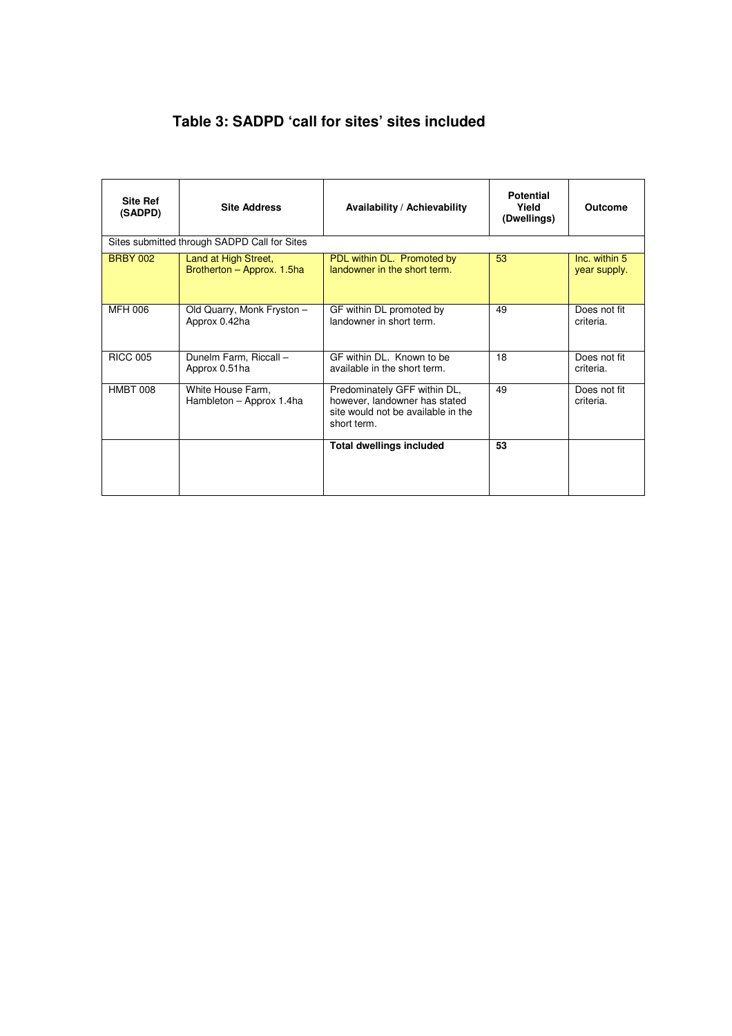# Table 3: SADPD 'call for sites' sites included

| Site Ref (SADPD) | Site Address | Availability / Achievability | Potential Yield (Dwellings) | Outcome |
|---|---|---|---|---|
| Sites submitted through SADPD Call for Sites | | | | |
| BRBY 002 | Land at High Street, Brotherton – Approx. 1.5ha | PDL within DL. Promoted by landowner in the short term. | 53 | Inc. within 5 year supply. |
| MFH 006 | Old Quarry, Monk Fryston – Approx 0.42ha | GF within DL promoted by landowner in short term. | 49 | Does not fit criteria. |
| RICC 005 | Dunelm Farm, Riccall – Approx 0.51ha | GF within DL. Known to be available in the short term. | 18 | Does not fit criteria. |
| HMBT 008 | White House Farm, Hambleton – Approx 1.4ha | Predominately GFF within DL, however, landowner has stated site would not be available in the short term. | 49 | Does not fit criteria. |
| | | **Total dwellings included** | **53** | |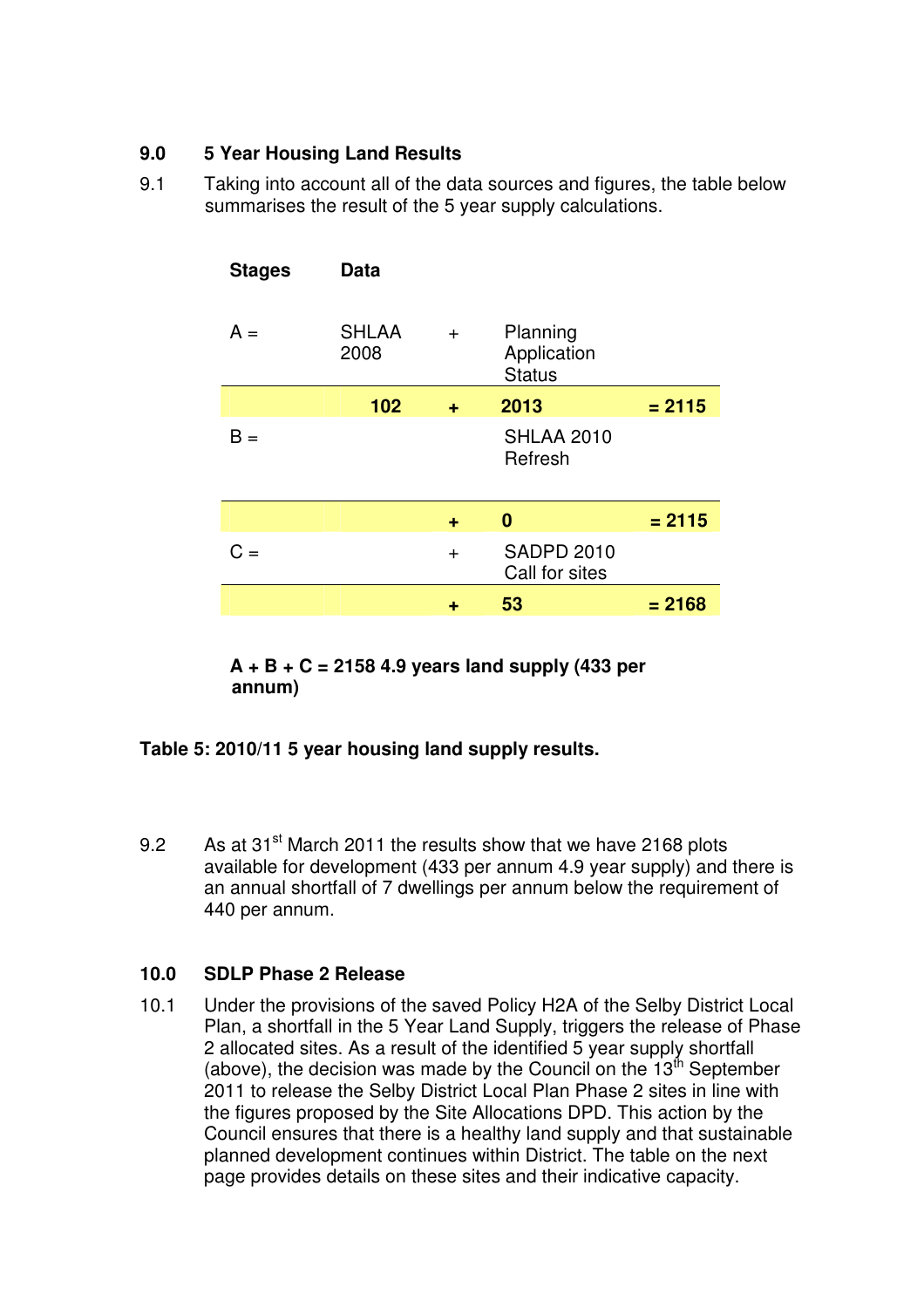## 9.0 5 Year Housing Land Results

9.1 Taking into account all of the data sources and figures, the table below summarises the result of the 5 year supply calculations.

| Stages | Data | | | |
|---|---|---|---|---|
| A = | SHLAA 2008 | + | Planning Application Status | |
| | **102** | **+** | **2013** | **= 2115** |
| B = | | | SHLAA 2010 Refresh | |
| | | **+** | **0** | **= 2115** |
| C = | | + | SADPD 2010 Call for sites | |
| | | **+** | **53** | **= 2168** |

**A + B + C = 2158 4.9 years land supply (433 per annum)**

**Table 5: 2010/11 5 year housing land supply results.**

9.2 As at 31st March 2011 the results show that we have 2168 plots available for development (433 per annum 4.9 year supply) and there is an annual shortfall of 7 dwellings per annum below the requirement of 440 per annum.

## 10.0 SDLP Phase 2 Release

10.1 Under the provisions of the saved Policy H2A of the Selby District Local Plan, a shortfall in the 5 Year Land Supply, triggers the release of Phase 2 allocated sites. As a result of the identified 5 year supply shortfall (above), the decision was made by the Council on the 13th September 2011 to release the Selby District Local Plan Phase 2 sites in line with the figures proposed by the Site Allocations DPD. This action by the Council ensures that there is a healthy land supply and that sustainable planned development continues within District. The table on the next page provides details on these sites and their indicative capacity.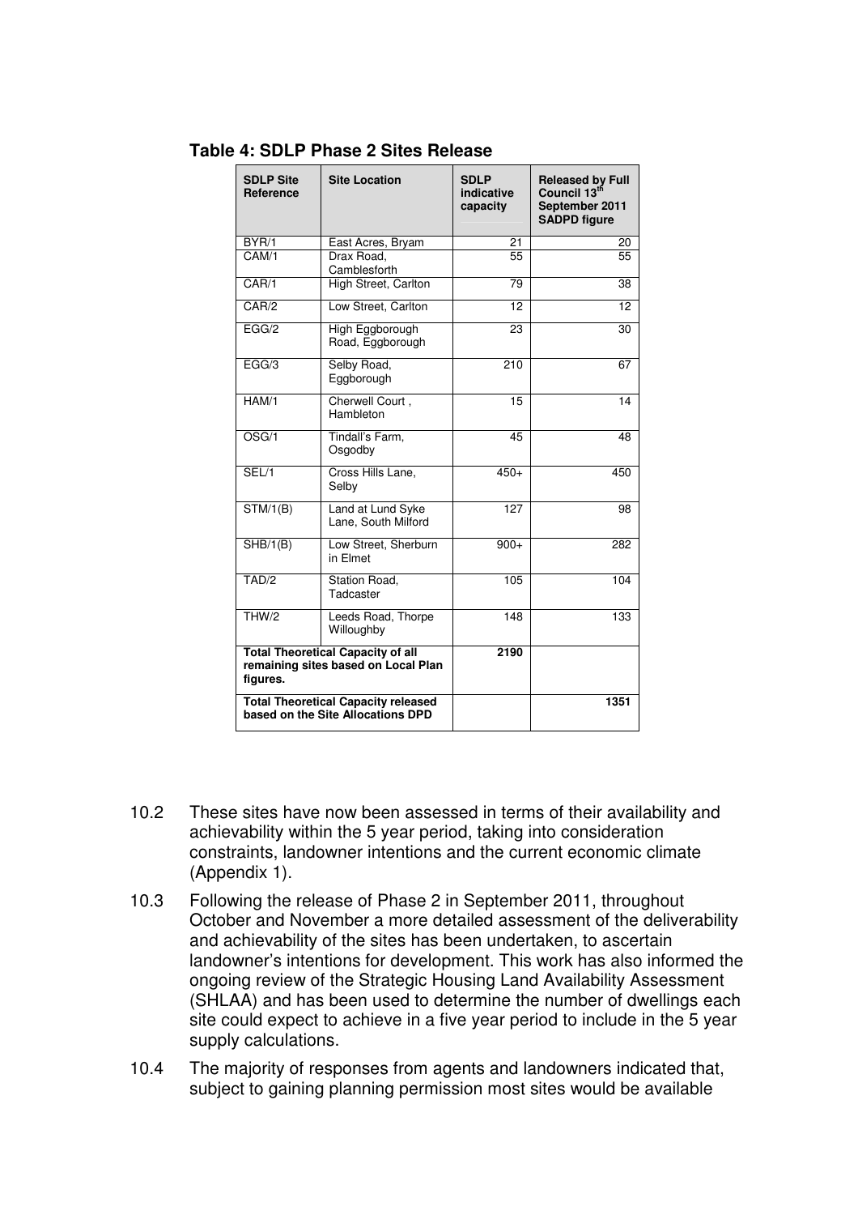**Table 4: SDLP Phase 2 Sites Release**

| SDLP Site Reference | Site Location | SDLP indicative capacity | Released by Full Council 13th September 2011 SADPD figure |
|---|---|---|---|
| BYR/1 | East Acres, Bryam | 21 | 20 |
| CAM/1 | Drax Road, Camblesforth | 55 | 55 |
| CAR/1 | High Street, Carlton | 79 | 38 |
| CAR/2 | Low Street, Carlton | 12 | 12 |
| EGG/2 | High Eggborough Road, Eggborough | 23 | 30 |
| EGG/3 | Selby Road, Eggborough | 210 | 67 |
| HAM/1 | Cherwell Court , Hambleton | 15 | 14 |
| OSG/1 | Tindall's Farm, Osgodby | 45 | 48 |
| SEL/1 | Cross Hills Lane, Selby | 450+ | 450 |
| STM/1(B) | Land at Lund Syke Lane, South Milford | 127 | 98 |
| SHB/1(B) | Low Street, Sherburn in Elmet | 900+ | 282 |
| TAD/2 | Station Road, Tadcaster | 105 | 104 |
| THW/2 | Leeds Road, Thorpe Willoughby | 148 | 133 |
| **Total Theoretical Capacity of all remaining sites based on Local Plan figures.** | | **2190** | |
| **Total Theoretical Capacity released based on the Site Allocations DPD** | | | **1351** |

10.2 These sites have now been assessed in terms of their availability and achievability within the 5 year period, taking into consideration constraints, landowner intentions and the current economic climate (Appendix 1).

10.3 Following the release of Phase 2 in September 2011, throughout October and November a more detailed assessment of the deliverability and achievability of the sites has been undertaken, to ascertain landowner's intentions for development. This work has also informed the ongoing review of the Strategic Housing Land Availability Assessment (SHLAA) and has been used to determine the number of dwellings each site could expect to achieve in a five year period to include in the 5 year supply calculations.

10.4 The majority of responses from agents and landowners indicated that, subject to gaining planning permission most sites would be available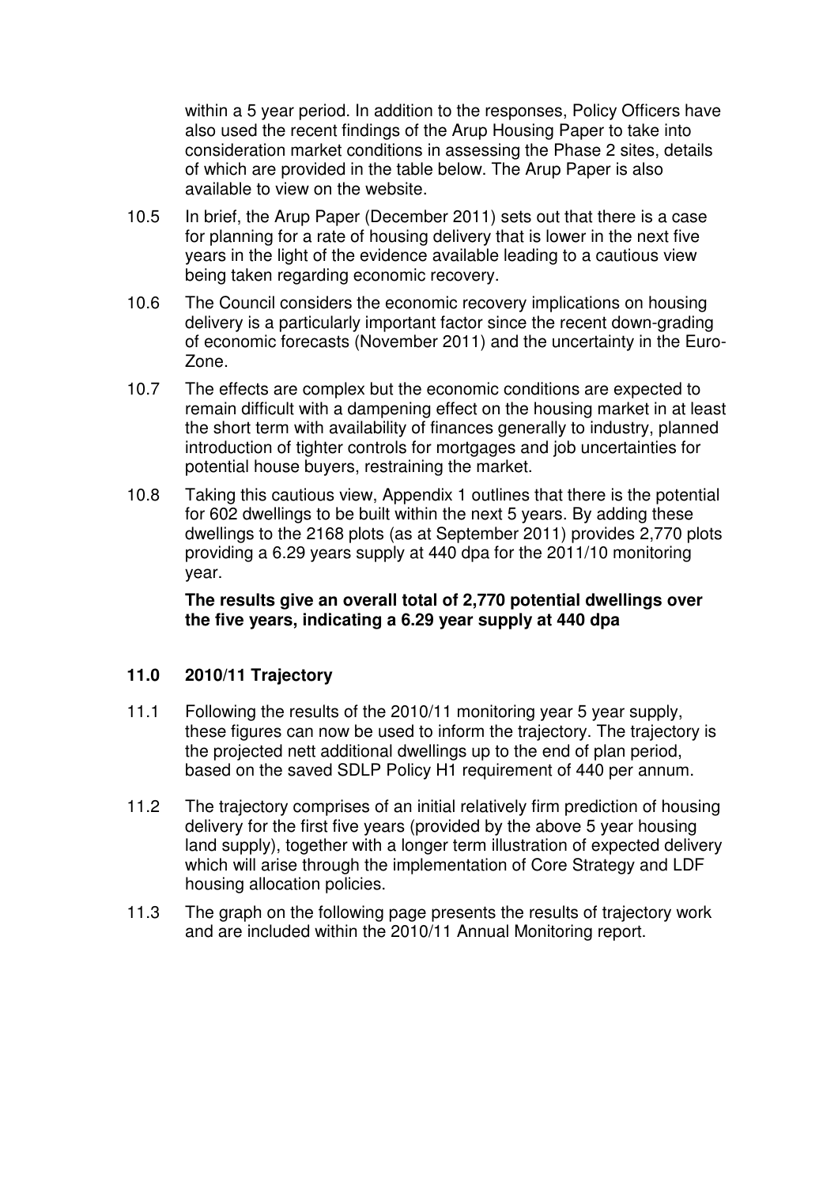within a 5 year period. In addition to the responses, Policy Officers have also used the recent findings of the Arup Housing Paper to take into consideration market conditions in assessing the Phase 2 sites, details of which are provided in the table below. The Arup Paper is also available to view on the website.

10.5 In brief, the Arup Paper (December 2011) sets out that there is a case for planning for a rate of housing delivery that is lower in the next five years in the light of the evidence available leading to a cautious view being taken regarding economic recovery.

10.6 The Council considers the economic recovery implications on housing delivery is a particularly important factor since the recent down-grading of economic forecasts (November 2011) and the uncertainty in the Euro-Zone.

10.7 The effects are complex but the economic conditions are expected to remain difficult with a dampening effect on the housing market in at least the short term with availability of finances generally to industry, planned introduction of tighter controls for mortgages and job uncertainties for potential house buyers, restraining the market.

10.8 Taking this cautious view, Appendix 1 outlines that there is the potential for 602 dwellings to be built within the next 5 years. By adding these dwellings to the 2168 plots (as at September 2011) provides 2,770 plots providing a 6.29 years supply at 440 dpa for the 2011/10 monitoring year.

**The results give an overall total of 2,770 potential dwellings over the five years, indicating a 6.29 year supply at 440 dpa**

## 11.0 2010/11 Trajectory

11.1 Following the results of the 2010/11 monitoring year 5 year supply, these figures can now be used to inform the trajectory. The trajectory is the projected nett additional dwellings up to the end of plan period, based on the saved SDLP Policy H1 requirement of 440 per annum.

11.2 The trajectory comprises of an initial relatively firm prediction of housing delivery for the first five years (provided by the above 5 year housing land supply), together with a longer term illustration of expected delivery which will arise through the implementation of Core Strategy and LDF housing allocation policies.

11.3 The graph on the following page presents the results of trajectory work and are included within the 2010/11 Annual Monitoring report.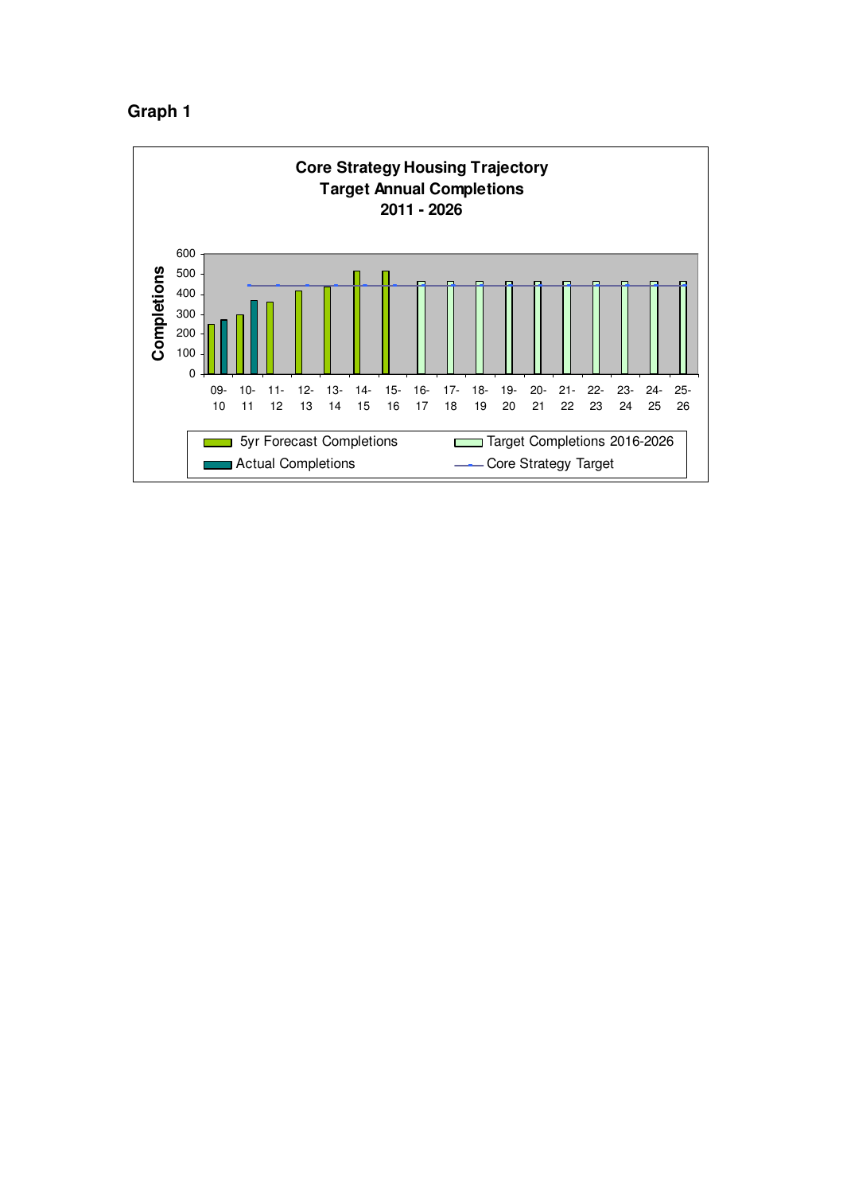**Graph 1**

**Core Strategy Housing Trajectory**
**Target Annual Completions**
**2011 - 2026**

Completions

600
500
400
300
200
100
0

09-10, 10-11, 11-12, 12-13, 13-14, 14-15, 15-16, 16-17, 17-18, 18-19, 19-20, 20-21, 21-22, 22-23, 23-24, 24-25, 25-26

- 5yr Forecast Completions
- Actual Completions
- Target Completions 2016-2026
- Core Strategy Target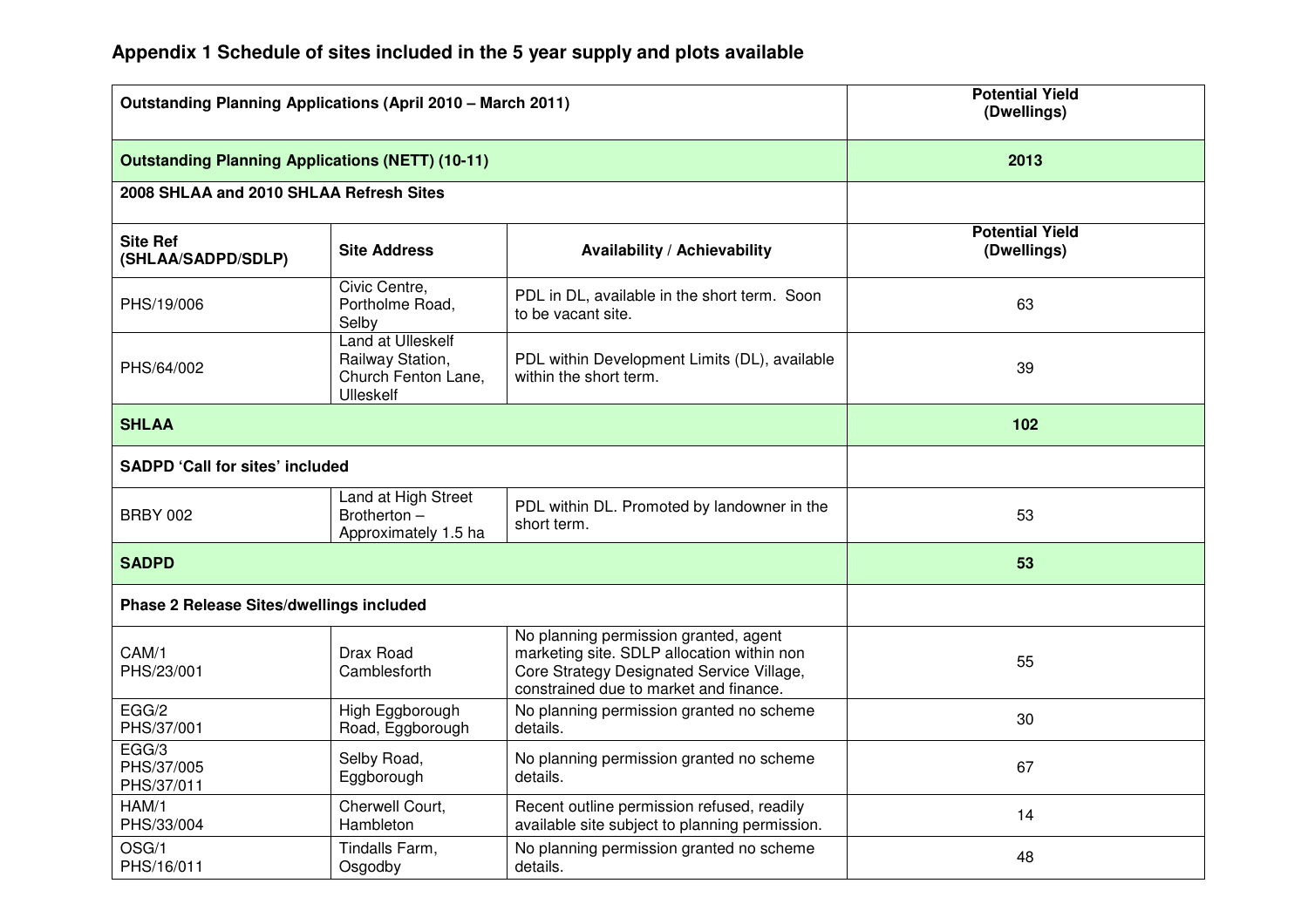## Appendix 1 Schedule of sites included in the 5 year supply and plots available

| Outstanding Planning Applications (April 2010 – March 2011) | | | Potential Yield (Dwellings) |
|---|---|---|---|
| **Outstanding Planning Applications (NETT) (10-11)** | | | **2013** |
| **2008 SHLAA and 2010 SHLAA Refresh Sites** | | | |
| **Site Ref (SHLAA/SADPD/SDLP)** | **Site Address** | **Availability / Achievability** | **Potential Yield (Dwellings)** |
| PHS/19/006 | Civic Centre, Portholme Road, Selby | PDL in DL, available in the short term. Soon to be vacant site. | 63 |
| PHS/64/002 | Land at Ulleskelf Railway Station, Church Fenton Lane, Ulleskelf | PDL within Development Limits (DL), available within the short term. | 39 |
| **SHLAA** | | | **102** |
| **SADPD 'Call for sites' included** | | | |
| BRBY 002 | Land at High Street Brotherton – Approximately 1.5 ha | PDL within DL. Promoted by landowner in the short term. | 53 |
| **SADPD** | | | **53** |
| **Phase 2 Release Sites/dwellings included** | | | |
| CAM/1 PHS/23/001 | Drax Road Camblesforth | No planning permission granted, agent marketing site. SDLP allocation within non Core Strategy Designated Service Village, constrained due to market and finance. | 55 |
| EGG/2 PHS/37/001 | High Eggborough Road, Eggborough | No planning permission granted no scheme details. | 30 |
| EGG/3 PHS/37/005 PHS/37/011 | Selby Road, Eggborough | No planning permission granted no scheme details. | 67 |
| HAM/1 PHS/33/004 | Cherwell Court, Hambleton | Recent outline permission refused, readily available site subject to planning permission. | 14 |
| OSG/1 PHS/16/011 | Tindalls Farm, Osgodby | No planning permission granted no scheme details. | 48 |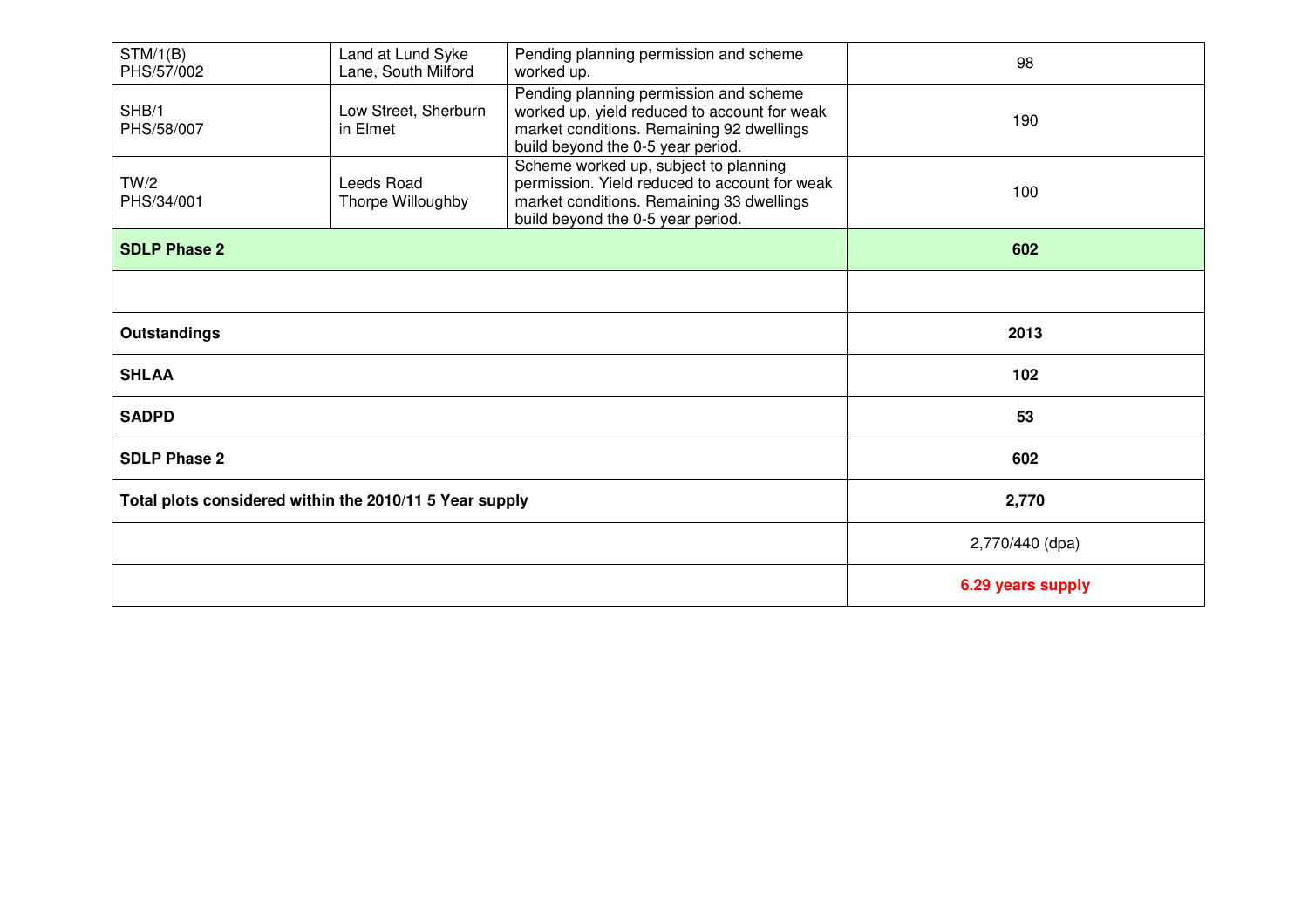| | | | |
|---|---|---|---|
| STM/1(B) PHS/57/002 | Land at Lund Syke Lane, South Milford | Pending planning permission and scheme worked up. | 98 |
| SHB/1 PHS/58/007 | Low Street, Sherburn in Elmet | Pending planning permission and scheme worked up, yield reduced to account for weak market conditions. Remaining 92 dwellings build beyond the 0-5 year period. | 190 |
| TW/2 PHS/34/001 | Leeds Road Thorpe Willoughby | Scheme worked up, subject to planning permission. Yield reduced to account for weak market conditions. Remaining 33 dwellings build beyond the 0-5 year period. | 100 |
| **SDLP Phase 2** | | | **602** |
| | | | |
| **Outstandings** | | | **2013** |
| **SHLAA** | | | **102** |
| **SADPD** | | | **53** |
| **SDLP Phase 2** | | | **602** |
| **Total plots considered within the 2010/11 5 Year supply** | | | **2,770** |
| | | | 2,770/440 (dpa) |
| | | | **6.29 years supply** |